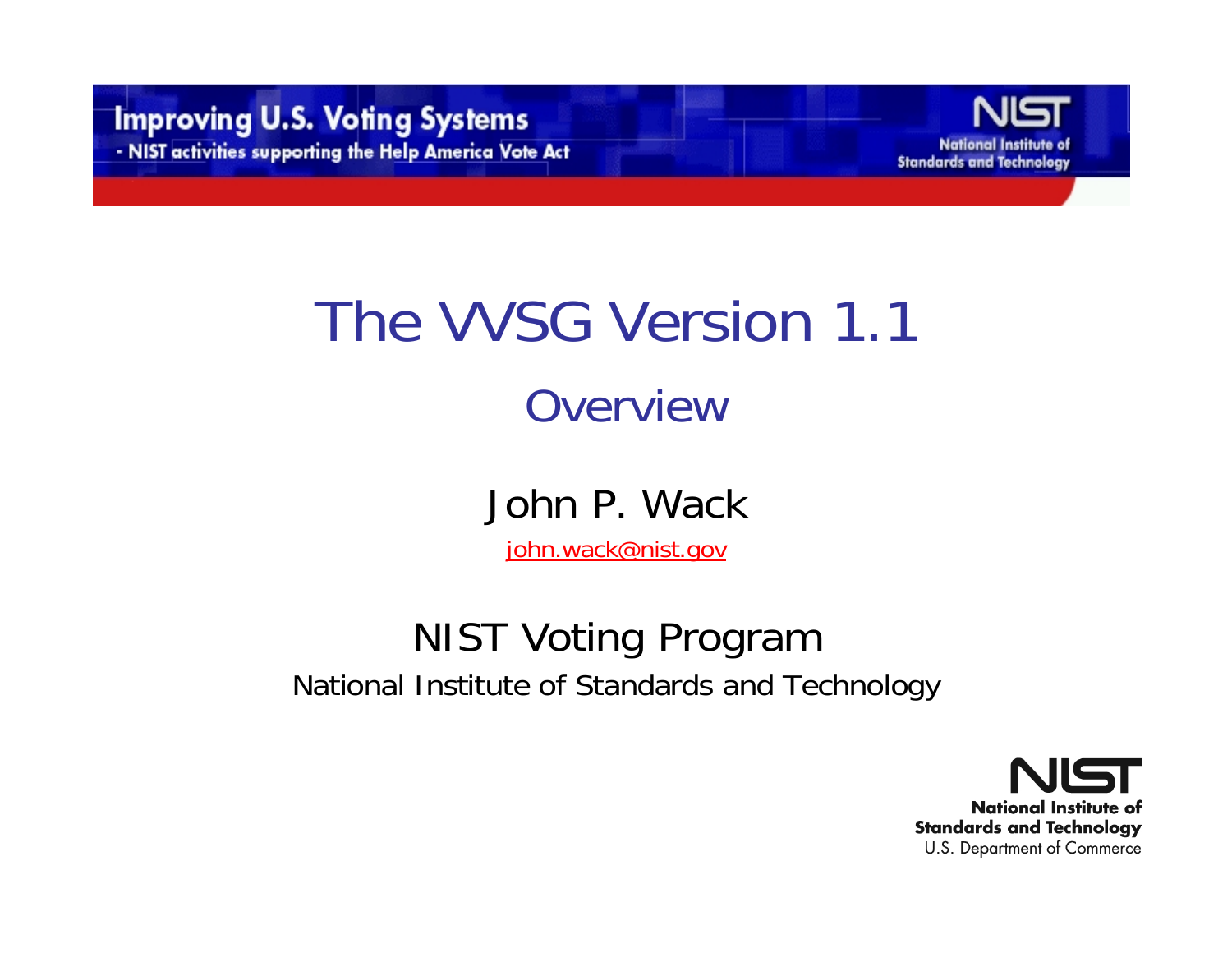Improving U.S. Voting Systems
- NIST activities supporting the Help America Vote Act

# The VVSG Version 1.1

## Overview

John P. Wack

john.wack@nist.gov

NIST Voting Program

National Institute of Standards and Technology

NIST
National Institute of Standards and Technology
U.S. Department of Commerce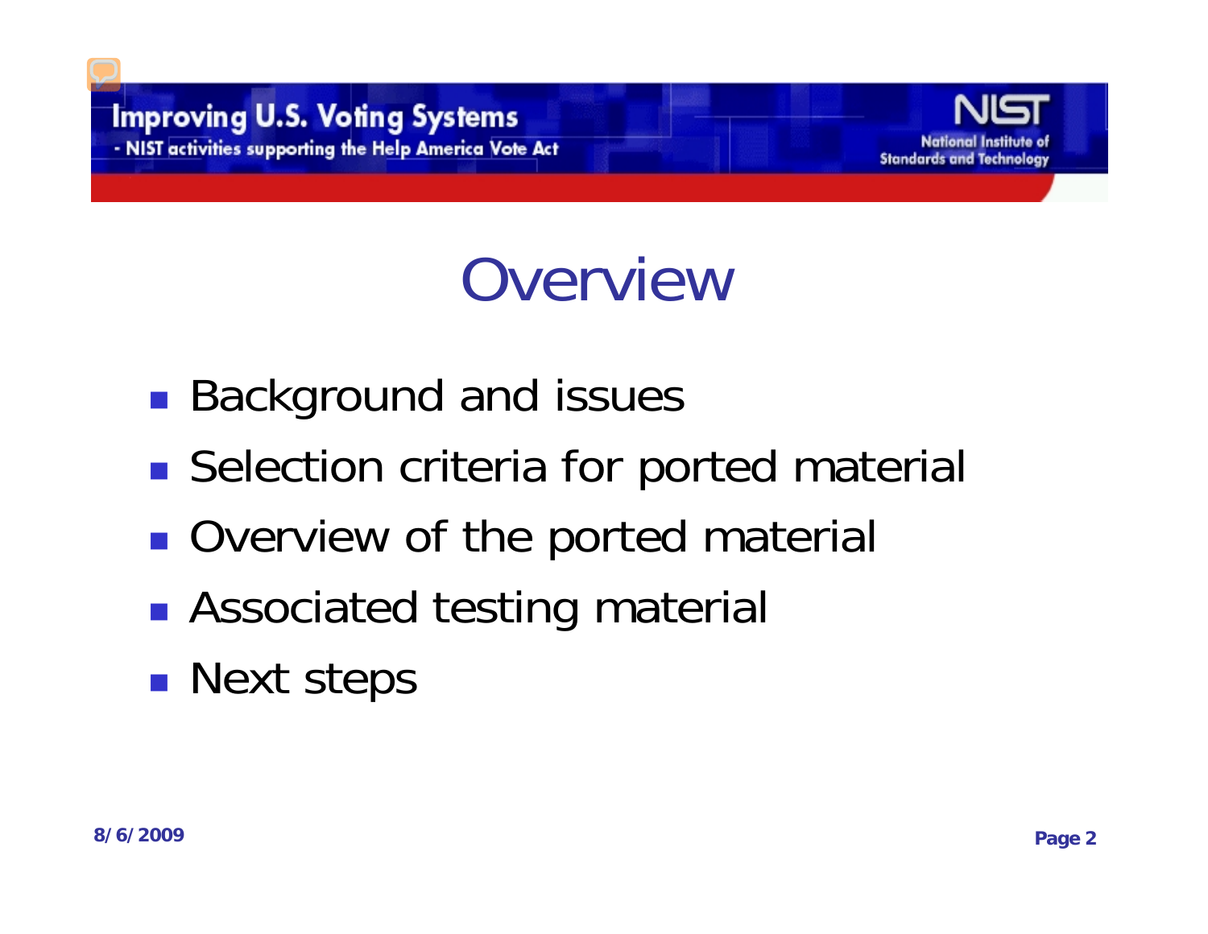# Overview

- Background and issues
- Selection criteria for ported material
- Overview of the ported material
- Associated testing material
- Next steps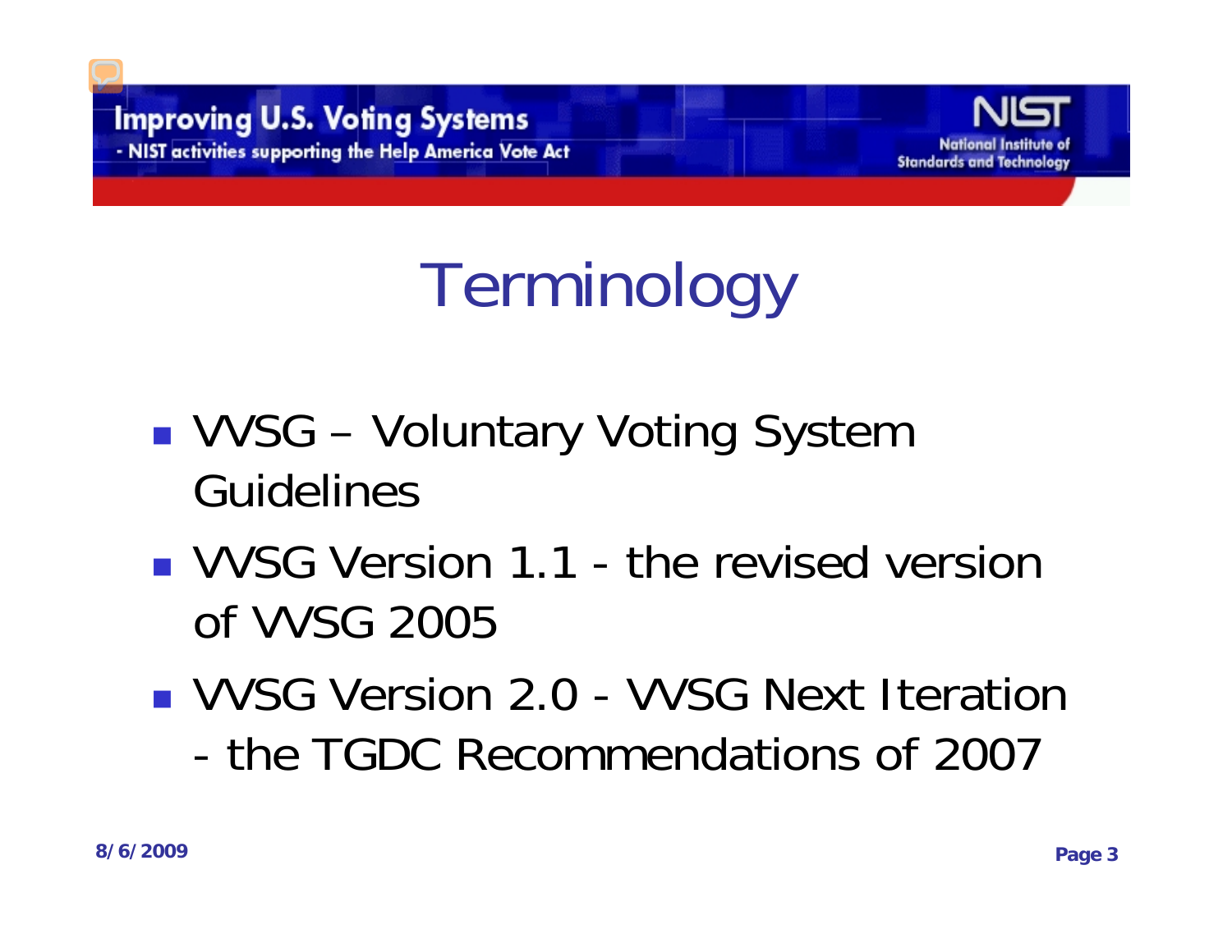# Terminology

- VVSG – Voluntary Voting System Guidelines
- VVSG Version 1.1 - the revised version of VVSG 2005
- VVSG Version 2.0 - VVSG Next Iteration - the TGDC Recommendations of 2007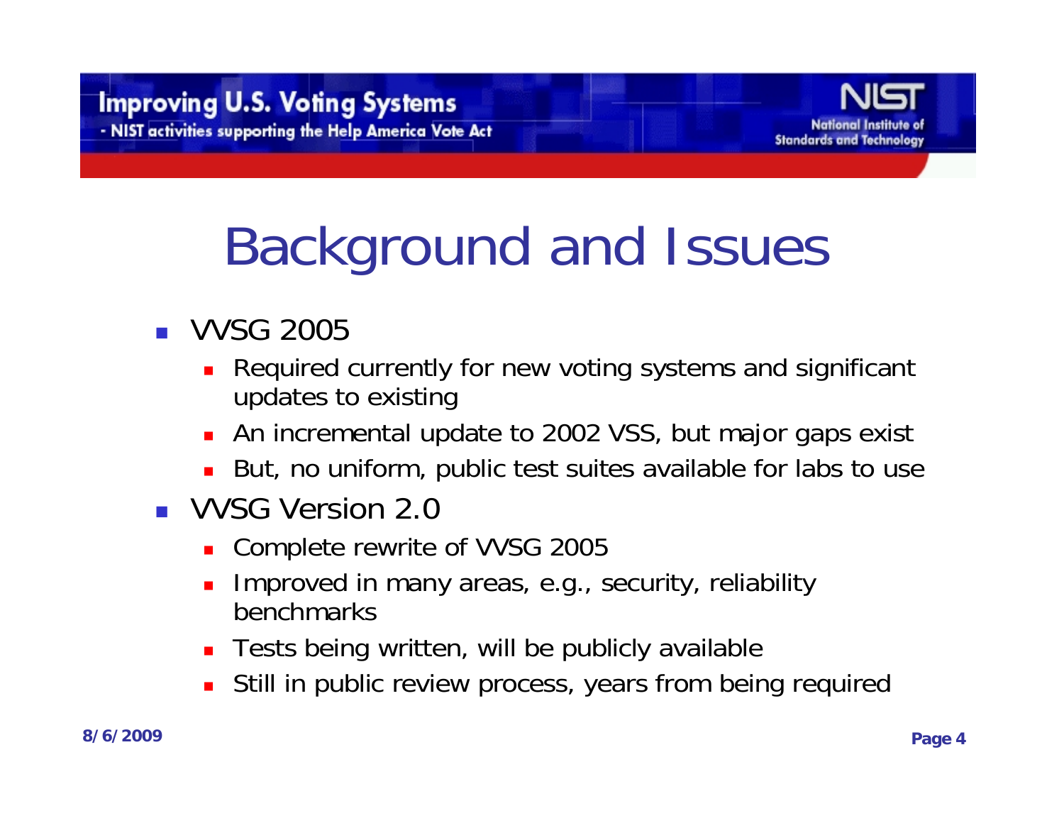# Background and Issues

- VVSG 2005
  - Required currently for new voting systems and significant updates to existing
  - An incremental update to 2002 VSS, but major gaps exist
  - But, no uniform, public test suites available for labs to use
- VVSG Version 2.0
  - Complete rewrite of VVSG 2005
  - Improved in many areas, e.g., security, reliability benchmarks
  - Tests being written, will be publicly available
  - Still in public review process, years from being required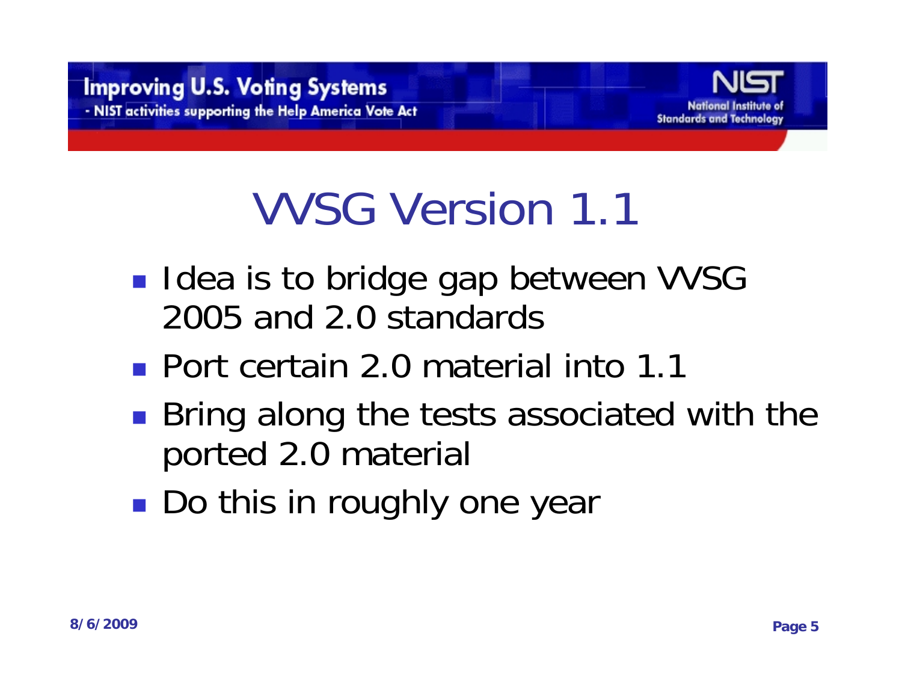# VVSG Version 1.1

- Idea is to bridge gap between VVSG 2005 and 2.0 standards
- Port certain 2.0 material into 1.1
- Bring along the tests associated with the ported 2.0 material
- Do this in roughly one year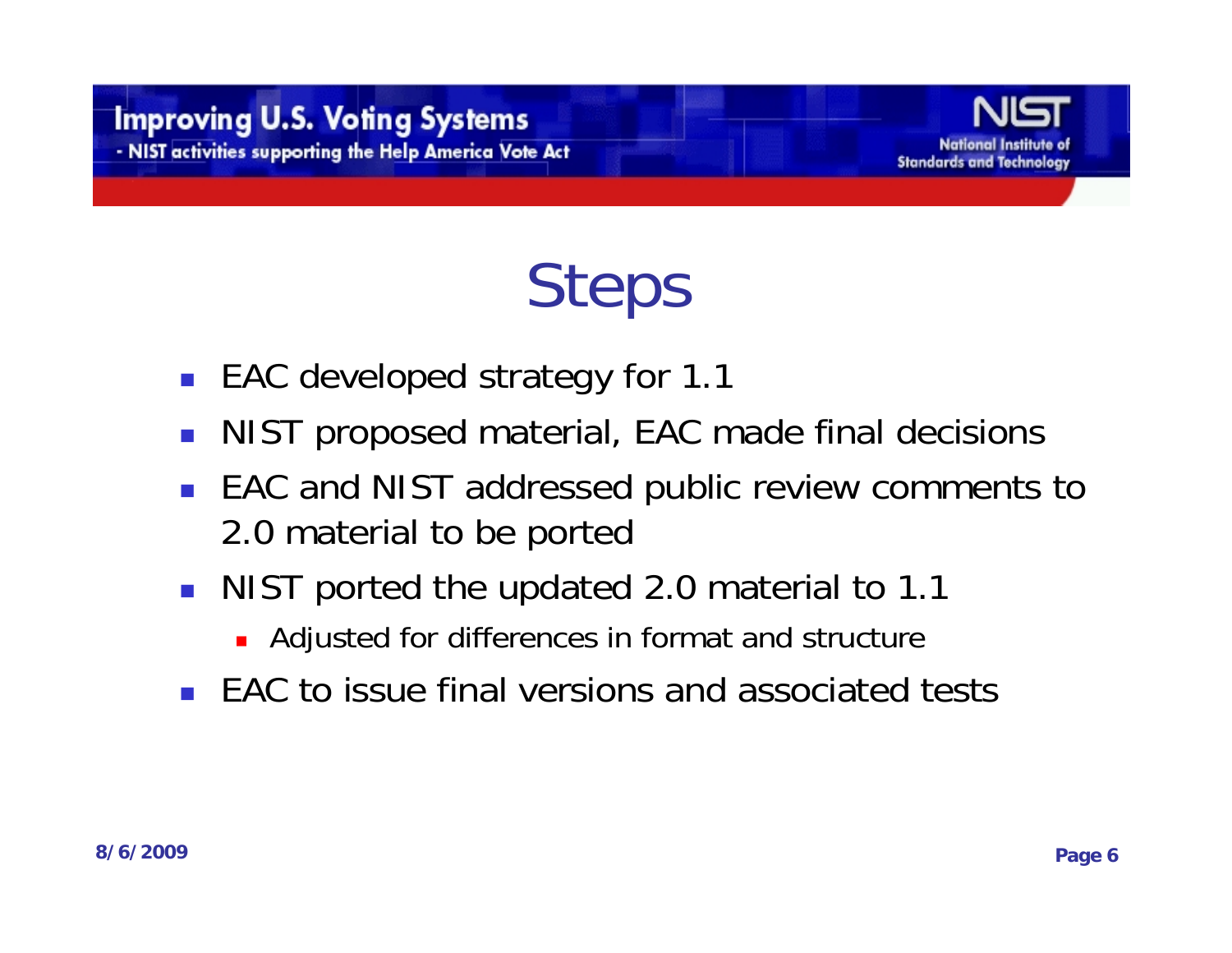# Steps

- EAC developed strategy for 1.1
- NIST proposed material, EAC made final decisions
- EAC and NIST addressed public review comments to 2.0 material to be ported
- NIST ported the updated 2.0 material to 1.1
  - Adjusted for differences in format and structure
- EAC to issue final versions and associated tests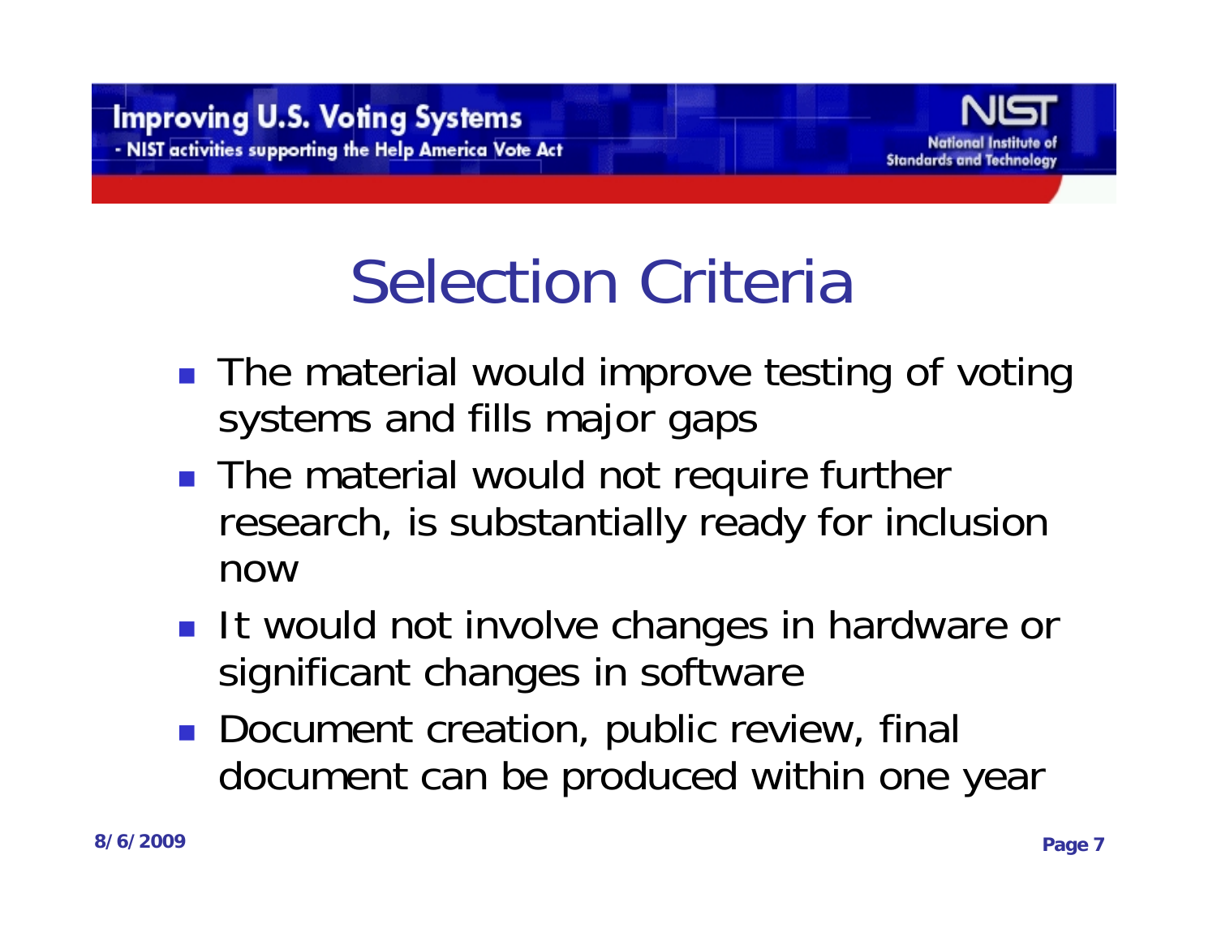# Selection Criteria

- The material would improve testing of voting systems and fills major gaps
- The material would not require further research, is substantially ready for inclusion now
- It would not involve changes in hardware or significant changes in software
- Document creation, public review, final document can be produced within one year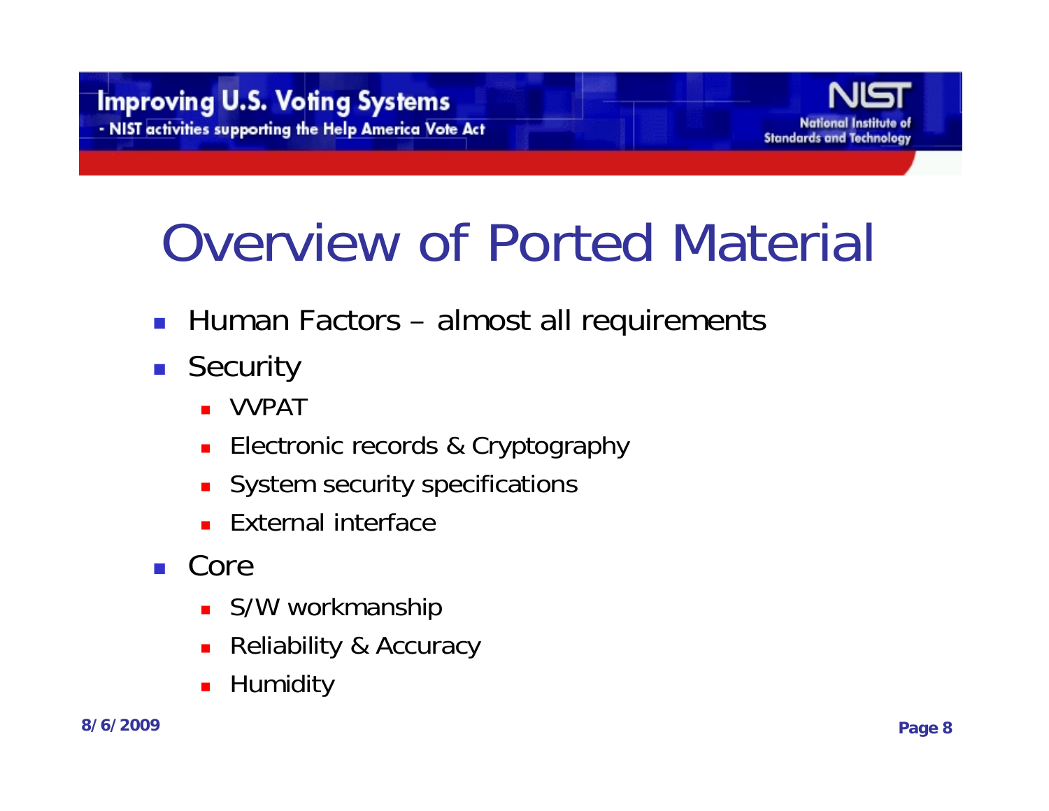# Overview of Ported Material

- Human Factors – almost all requirements
- Security
  - VVPAT
  - Electronic records & Cryptography
  - System security specifications
  - External interface
- Core
  - S/W workmanship
  - Reliability & Accuracy
  - Humidity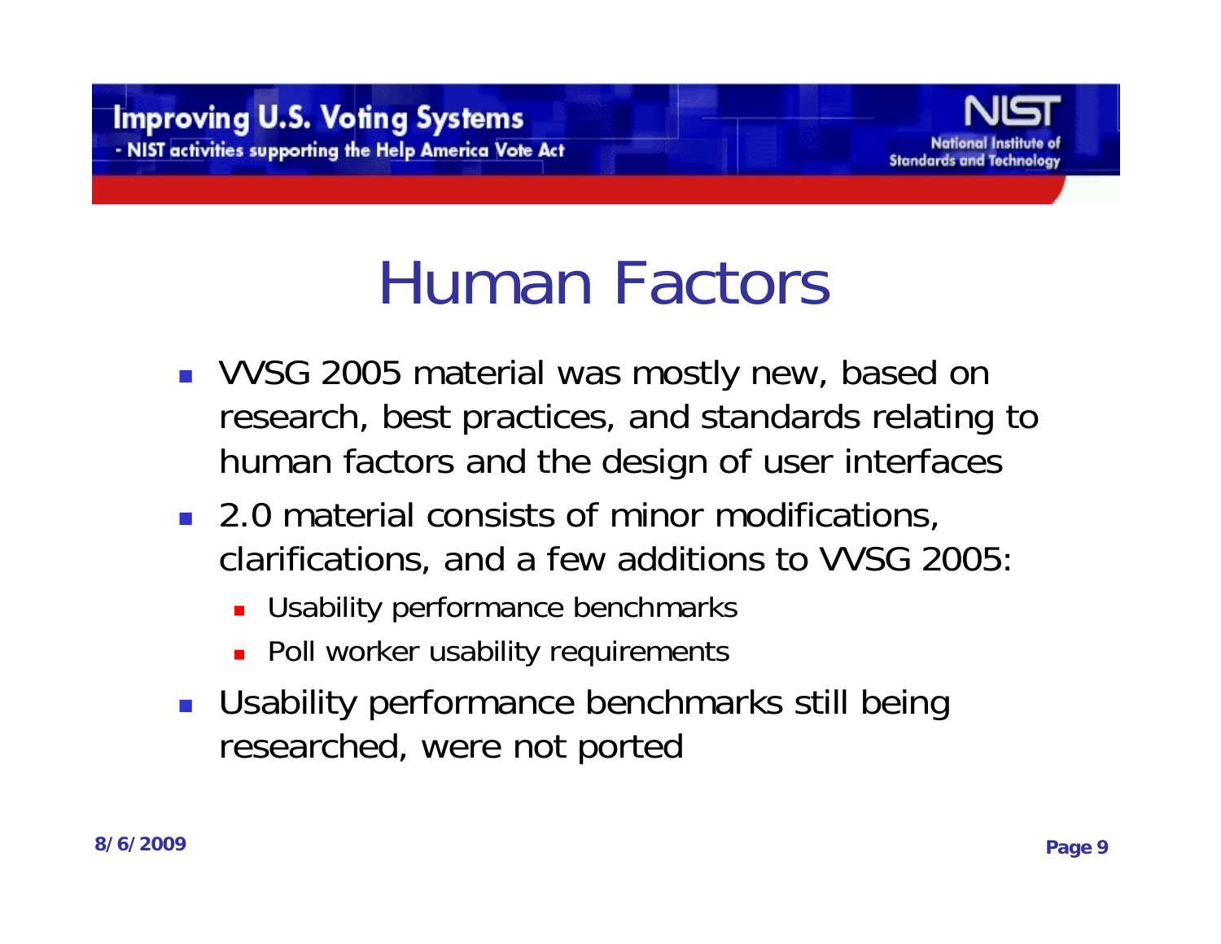# Human Factors

- VVSG 2005 material was mostly new, based on research, best practices, and standards relating to human factors and the design of user interfaces
- 2.0 material consists of minor modifications, clarifications, and a few additions to VVSG 2005:
  - Usability performance benchmarks
  - Poll worker usability requirements
- Usability performance benchmarks still being researched, were not ported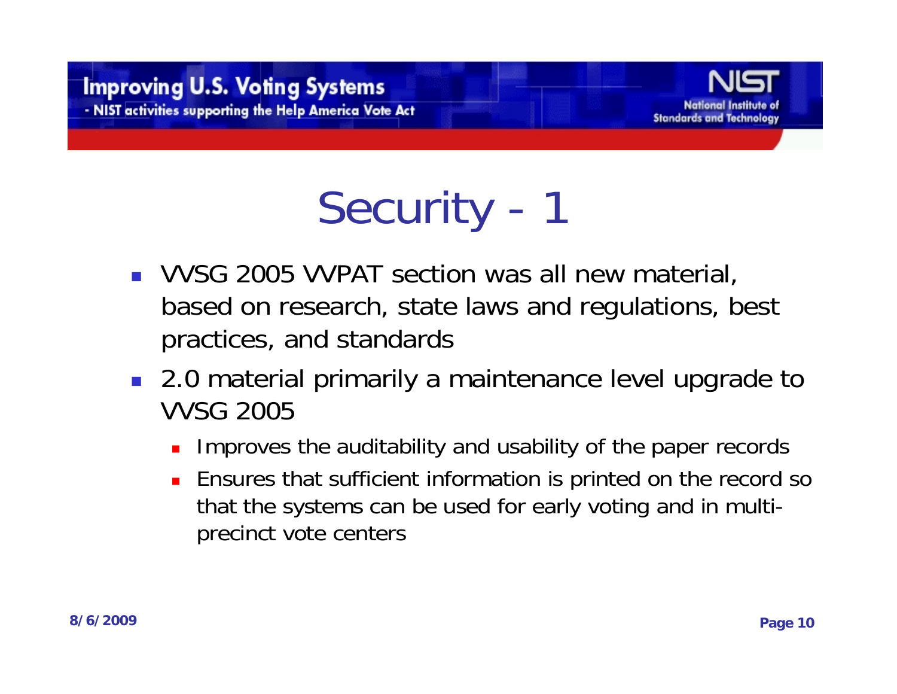# Security - 1

- VVSG 2005 VVPAT section was all new material, based on research, state laws and regulations, best practices, and standards
- 2.0 material primarily a maintenance level upgrade to VVSG 2005
  - Improves the auditability and usability of the paper records
  - Ensures that sufficient information is printed on the record so that the systems can be used for early voting and in multi-precinct vote centers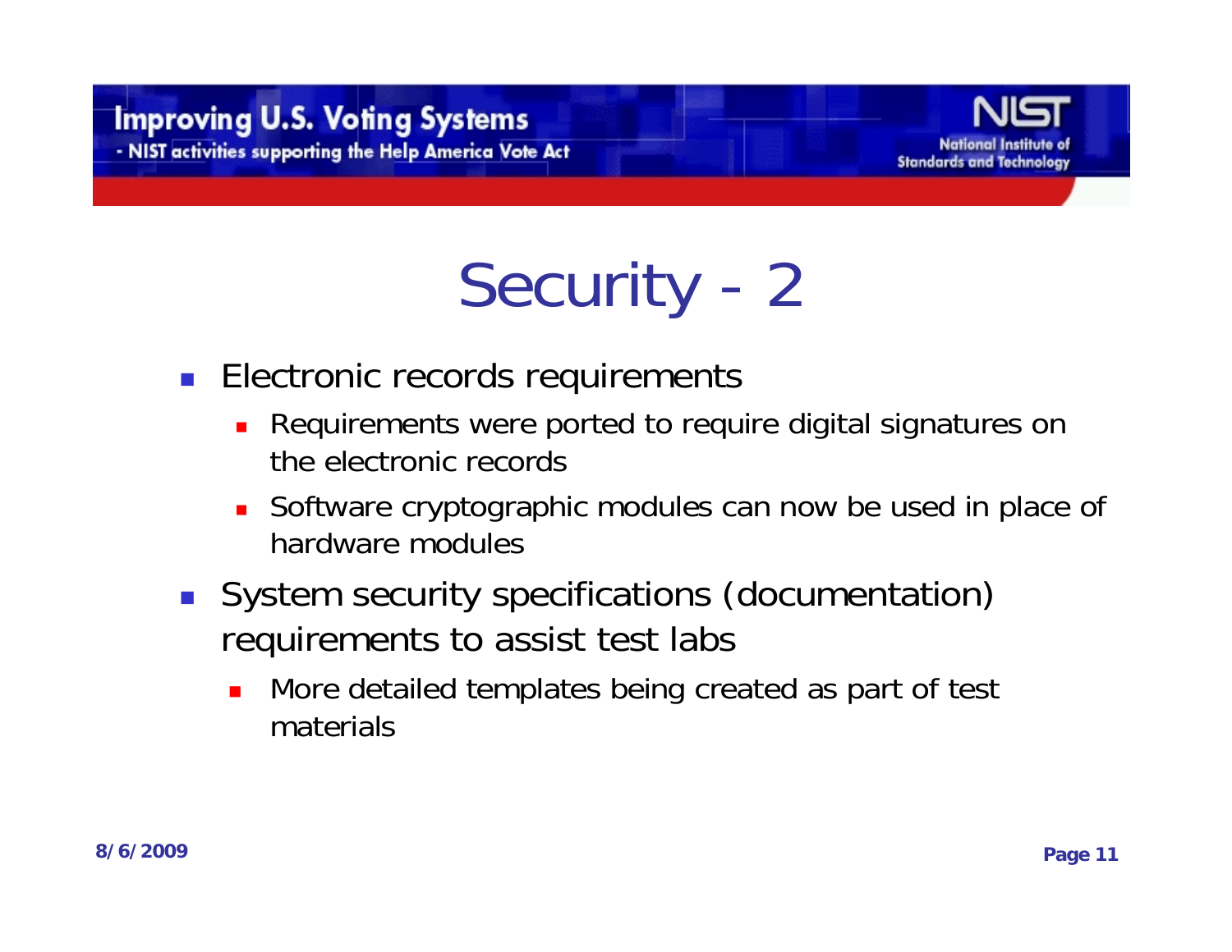# Security - 2

- Electronic records requirements
  - Requirements were ported to require digital signatures on the electronic records
  - Software cryptographic modules can now be used in place of hardware modules
- System security specifications (documentation) requirements to assist test labs
  - More detailed templates being created as part of test materials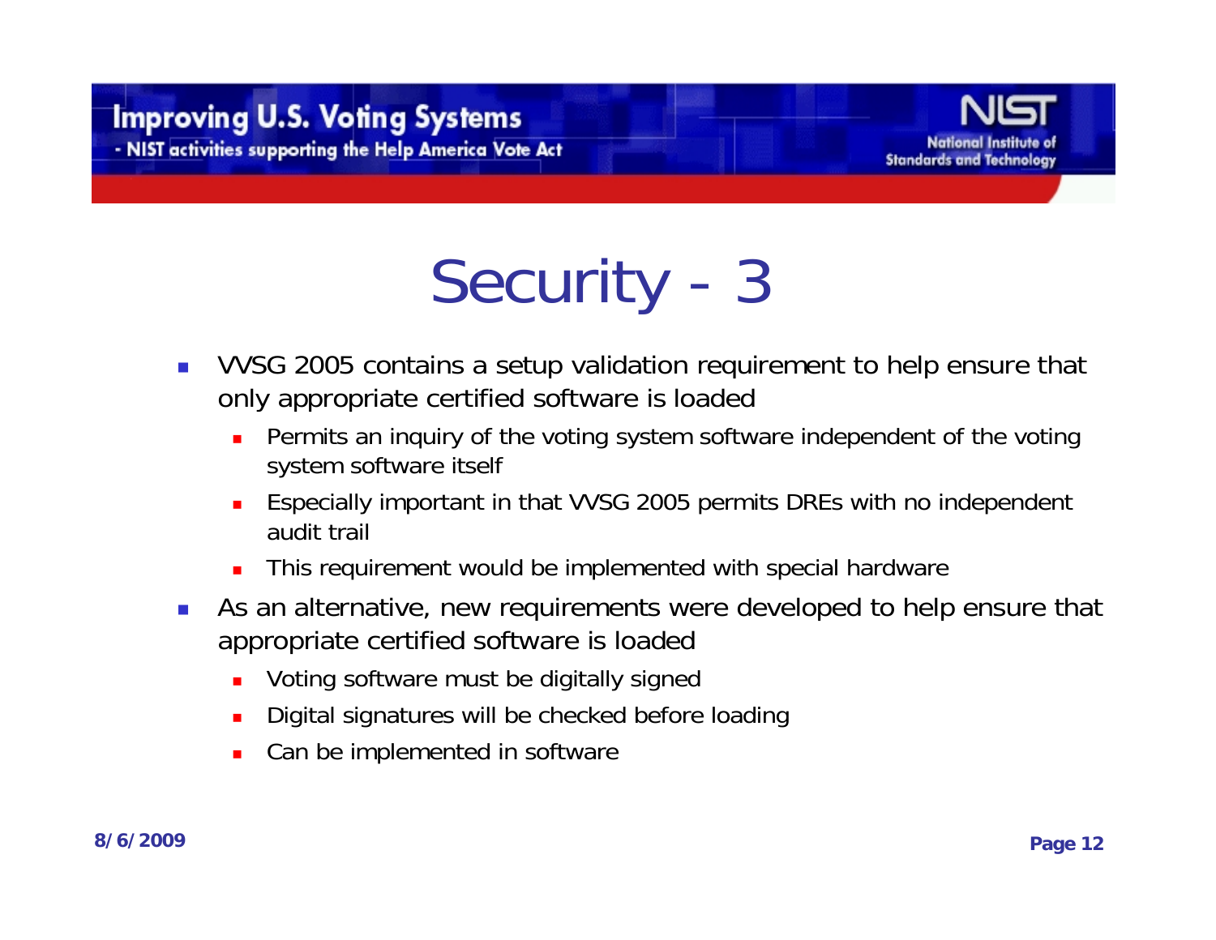# Security - 3

- VVSG 2005 contains a setup validation requirement to help ensure that only appropriate certified software is loaded
  - Permits an inquiry of the voting system software independent of the voting system software itself
  - Especially important in that VVSG 2005 permits DREs with no independent audit trail
  - This requirement would be implemented with special hardware
- As an alternative, new requirements were developed to help ensure that appropriate certified software is loaded
  - Voting software must be digitally signed
  - Digital signatures will be checked before loading
  - Can be implemented in software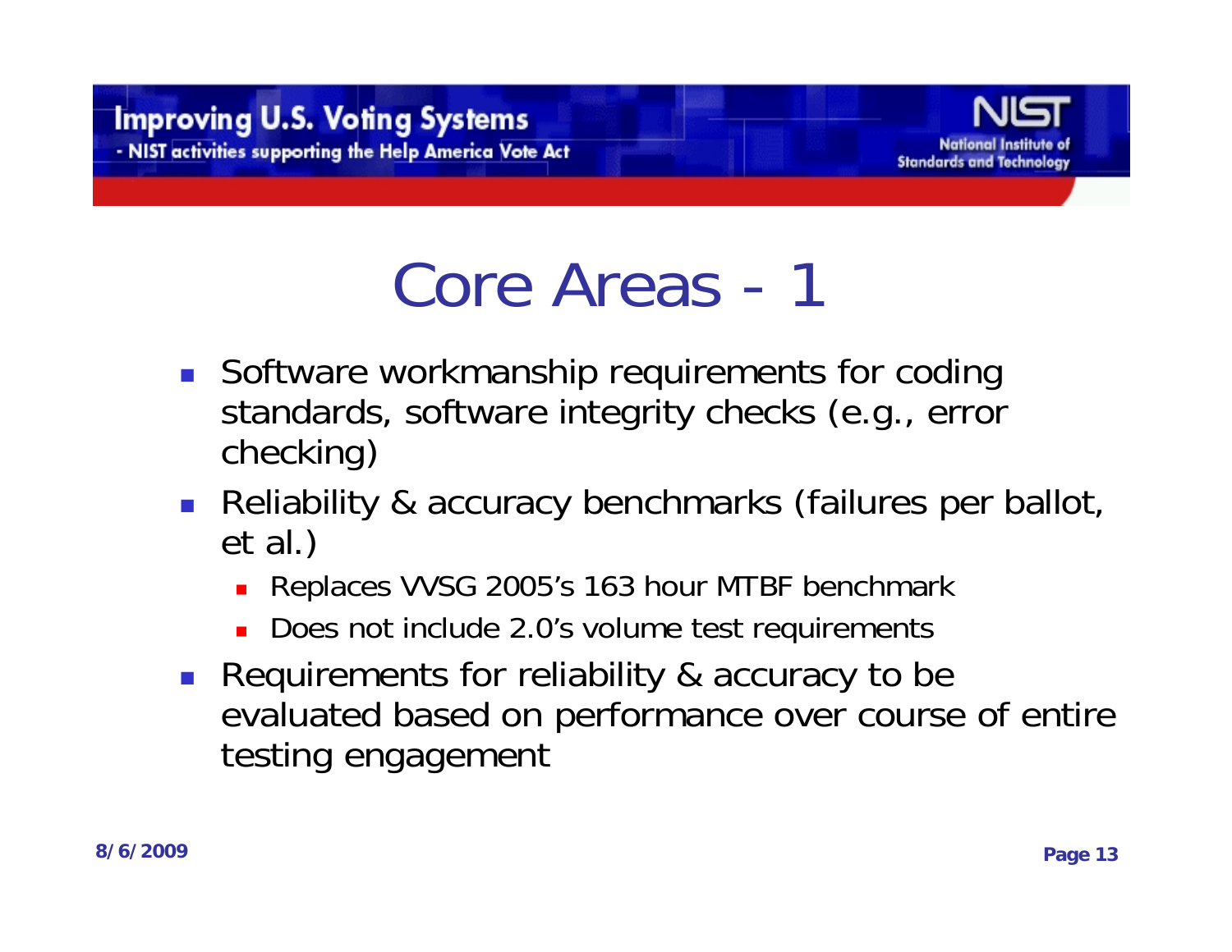# Core Areas - 1

- Software workmanship requirements for coding standards, software integrity checks (e.g., error checking)
- Reliability & accuracy benchmarks (failures per ballot, et al.)
  - Replaces VVSG 2005's 163 hour MTBF benchmark
  - Does not include 2.0's volume test requirements
- Requirements for reliability & accuracy to be evaluated based on performance over course of entire testing engagement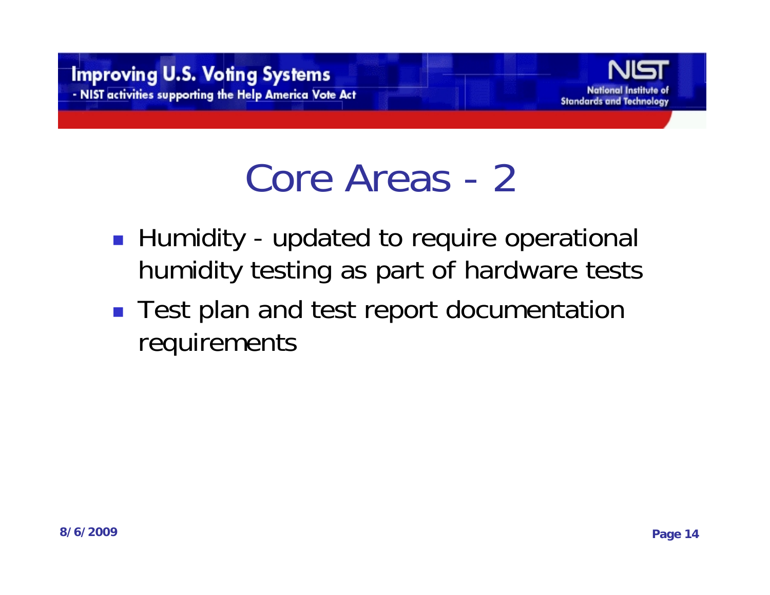# Core Areas - 2

- Humidity - updated to require operational humidity testing as part of hardware tests
- Test plan and test report documentation requirements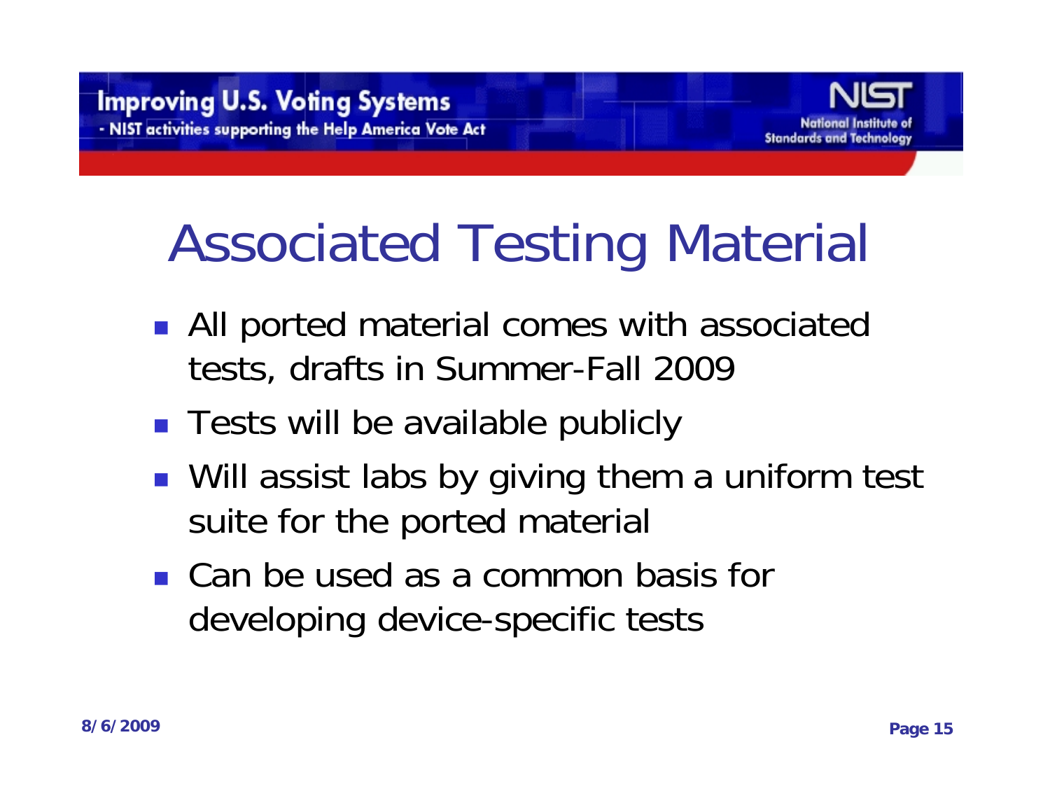# Associated Testing Material

- All ported material comes with associated tests, drafts in Summer-Fall 2009
- Tests will be available publicly
- Will assist labs by giving them a uniform test suite for the ported material
- Can be used as a common basis for developing device-specific tests